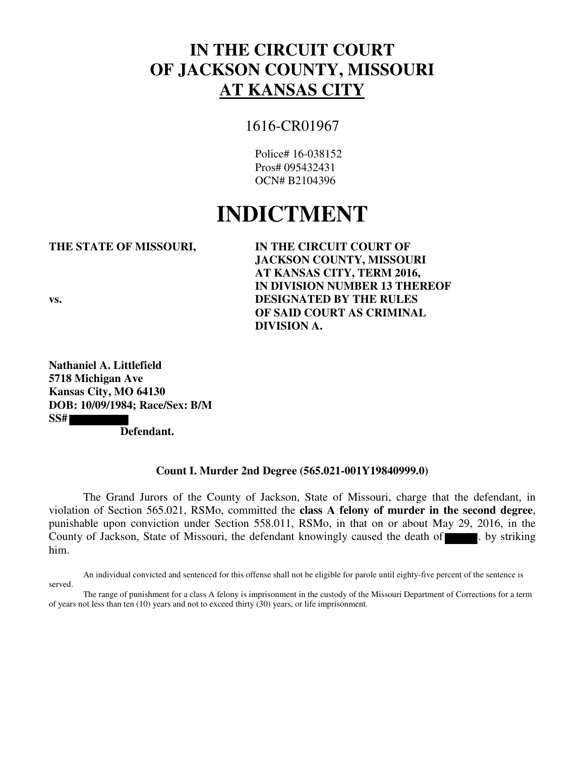# IN THE CIRCUIT COURT
# OF JACKSON COUNTY, MISSOURI
# AT KANSAS CITY

1616-CR01967

Police# 16-038152
Pros# 095432431
OCN# B2104396

# INDICTMENT

| | |
|---|---|
| **THE STATE OF MISSOURI,** | **IN THE CIRCUIT COURT OF JACKSON COUNTY, MISSOURI AT KANSAS CITY, TERM 2016, IN DIVISION NUMBER 13 THEREOF** |
| **vs.** | **DESIGNATED BY THE RULES OF SAID COURT AS CRIMINAL DIVISION A.** |

**Nathaniel A. Littlefield**
**5718 Michigan Ave**
**Kansas City, MO 64130**
**DOB: 10/09/1984; Race/Sex: B/M**
**SS#** [REDACTED]
**Defendant.**

**Count I. Murder 2nd Degree (565.021-001Y19840999.0)**

The Grand Jurors of the County of Jackson, State of Missouri, charge that the defendant, in violation of Section 565.021, RSMo, committed the **class A felony of murder in the second degree**, punishable upon conviction under Section 558.011, RSMo, in that on or about May 29, 2016, in the County of Jackson, State of Missouri, the defendant knowingly caused the death of [REDACTED]. by striking him.

An individual convicted and sentenced for this offense shall not be eligible for parole until eighty-five percent of the sentence is served.

The range of punishment for a class A felony is imprisonment in the custody of the Missouri Department of Corrections for a term of years not less than ten (10) years and not to exceed thirty (30) years, or life imprisonment.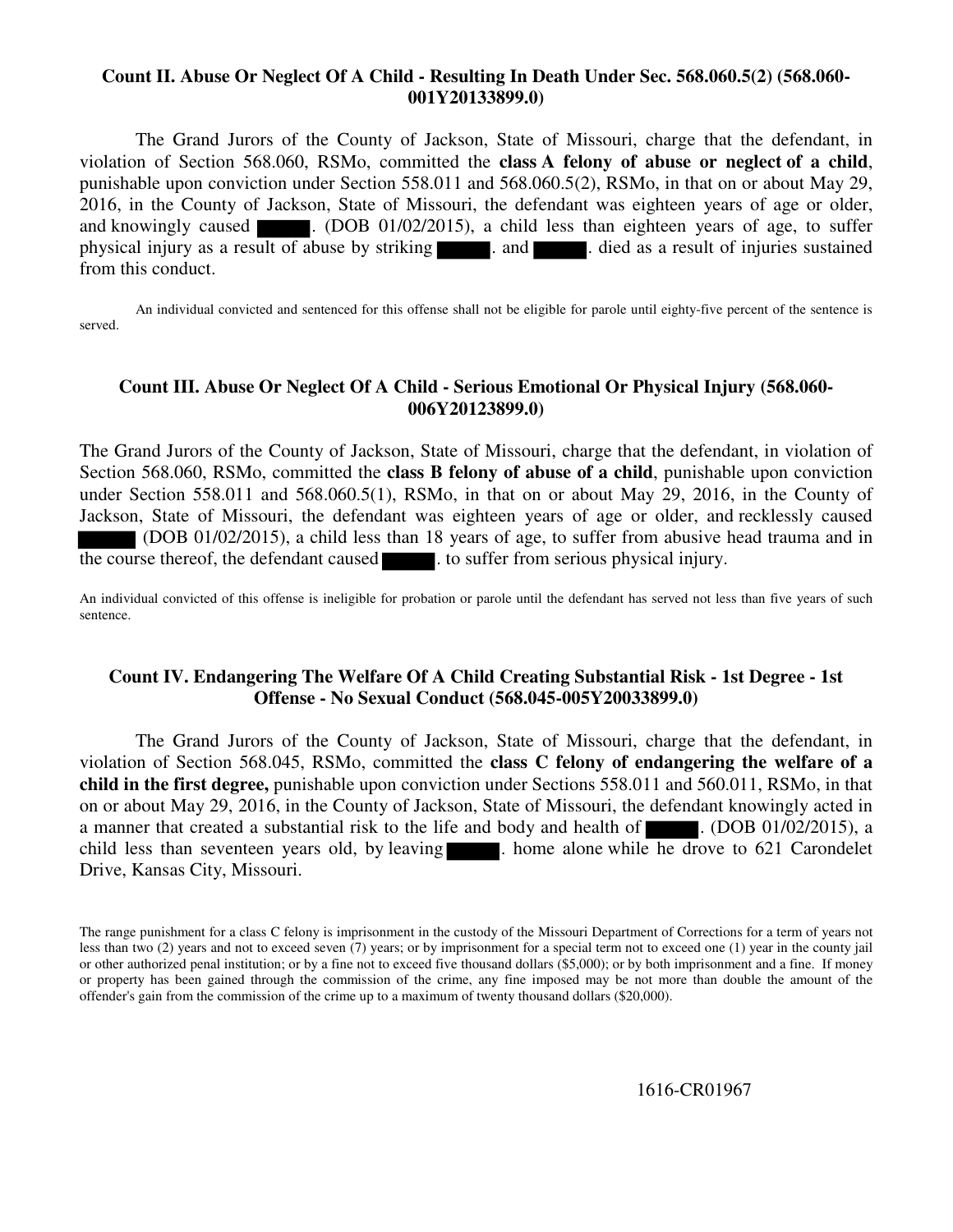### Count II. Abuse Or Neglect Of A Child - Resulting In Death Under Sec. 568.060.5(2) (568.060-001Y20133899.0)

The Grand Jurors of the County of Jackson, State of Missouri, charge that the defendant, in violation of Section 568.060, RSMo, committed the **class A felony of abuse or neglect of a child**, punishable upon conviction under Section 558.011 and 568.060.5(2), RSMo, in that on or about May 29, 2016, in the County of Jackson, State of Missouri, the defendant was eighteen years of age or older, and knowingly caused ██████. (DOB 01/02/2015), a child less than eighteen years of age, to suffer physical injury as a result of abuse by striking ██████. and ██████. died as a result of injuries sustained from this conduct.

An individual convicted and sentenced for this offense shall not be eligible for parole until eighty-five percent of the sentence is served.

### Count III. Abuse Or Neglect Of A Child - Serious Emotional Or Physical Injury (568.060-006Y20123899.0)

The Grand Jurors of the County of Jackson, State of Missouri, charge that the defendant, in violation of Section 568.060, RSMo, committed the **class B felony of abuse of a child**, punishable upon conviction under Section 558.011 and 568.060.5(1), RSMo, in that on or about May 29, 2016, in the County of Jackson, State of Missouri, the defendant was eighteen years of age or older, and recklessly caused ██████ (DOB 01/02/2015), a child less than 18 years of age, to suffer from abusive head trauma and in the course thereof, the defendant caused ██████. to suffer from serious physical injury.

An individual convicted of this offense is ineligible for probation or parole until the defendant has served not less than five years of such sentence.

### Count IV. Endangering The Welfare Of A Child Creating Substantial Risk - 1st Degree - 1st Offense - No Sexual Conduct (568.045-005Y20033899.0)

The Grand Jurors of the County of Jackson, State of Missouri, charge that the defendant, in violation of Section 568.045, RSMo, committed the **class C felony of endangering the welfare of a child in the first degree,** punishable upon conviction under Sections 558.011 and 560.011, RSMo, in that on or about May 29, 2016, in the County of Jackson, State of Missouri, the defendant knowingly acted in a manner that created a substantial risk to the life and body and health of ██████. (DOB 01/02/2015), a child less than seventeen years old, by leaving ██████. home alone while he drove to 621 Carondelet Drive, Kansas City, Missouri.

The range punishment for a class C felony is imprisonment in the custody of the Missouri Department of Corrections for a term of years not less than two (2) years and not to exceed seven (7) years; or by imprisonment for a special term not to exceed one (1) year in the county jail or other authorized penal institution; or by a fine not to exceed five thousand dollars ($5,000); or by both imprisonment and a fine. If money or property has been gained through the commission of the crime, any fine imposed may be not more than double the amount of the offender's gain from the commission of the crime up to a maximum of twenty thousand dollars ($20,000).

1616-CR01967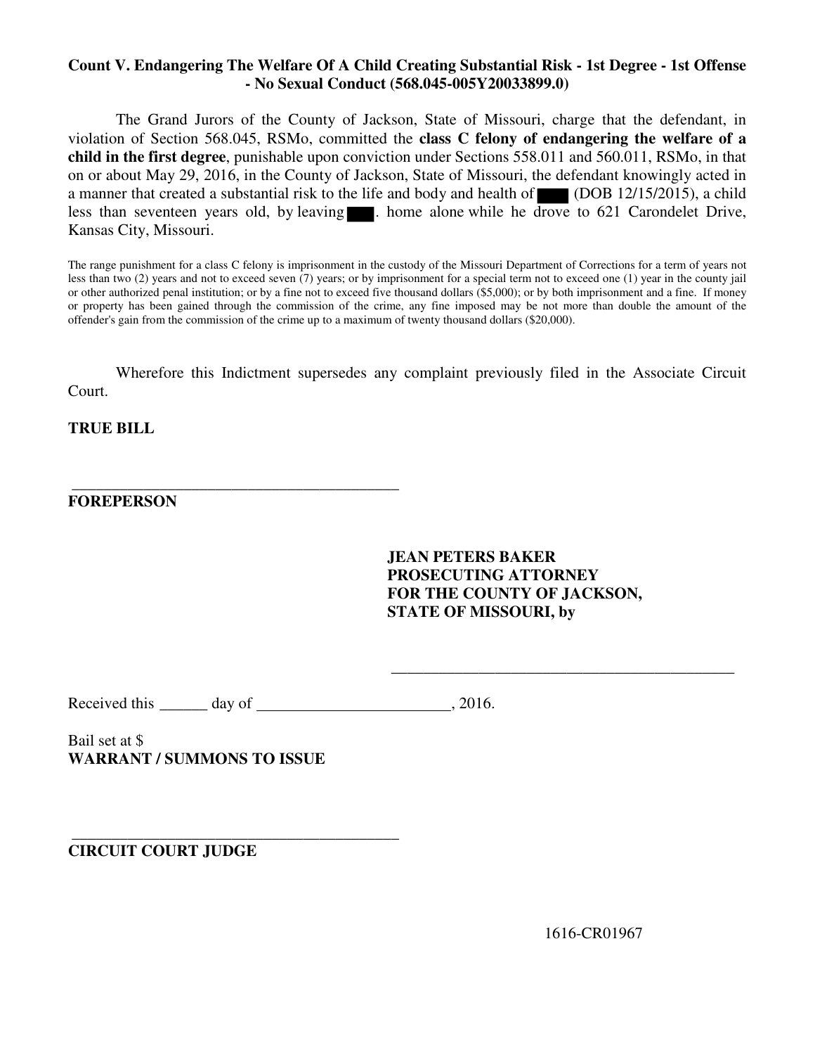**Count V. Endangering The Welfare Of A Child Creating Substantial Risk - 1st Degree - 1st Offense - No Sexual Conduct (568.045-005Y20033899.0)**

The Grand Jurors of the County of Jackson, State of Missouri, charge that the defendant, in violation of Section 568.045, RSMo, committed the **class C felony of endangering the welfare of a child in the first degree**, punishable upon conviction under Sections 558.011 and 560.011, RSMo, in that on or about May 29, 2016, in the County of Jackson, State of Missouri, the defendant knowingly acted in a manner that created a substantial risk to the life and body and health of ███ (DOB 12/15/2015), a child less than seventeen years old, by leaving ███. home alone while he drove to 621 Carondelet Drive, Kansas City, Missouri.

The range punishment for a class C felony is imprisonment in the custody of the Missouri Department of Corrections for a term of years not less than two (2) years and not to exceed seven (7) years; or by imprisonment for a special term not to exceed one (1) year in the county jail or other authorized penal institution; or by a fine not to exceed five thousand dollars ($5,000); or by both imprisonment and a fine. If money or property has been gained through the commission of the crime, any fine imposed may be not more than double the amount of the offender's gain from the commission of the crime up to a maximum of twenty thousand dollars ($20,000).

Wherefore this Indictment supersedes any complaint previously filed in the Associate Circuit Court.

**TRUE BILL**

\_\_\_\_\_\_\_\_\_\_\_\_\_\_\_\_\_\_\_\_\_\_\_\_\_\_\_\_\_\_\_\_\_\_\_\_\_\_\_\_\_\_
**FOREPERSON**

**JEAN PETERS BAKER**
**PROSECUTING ATTORNEY**
**FOR THE COUNTY OF JACKSON,**
**STATE OF MISSOURI, by**

\_\_\_\_\_\_\_\_\_\_\_\_\_\_\_\_\_\_\_\_\_\_\_\_\_\_\_\_\_\_\_\_\_\_\_\_\_\_\_\_\_\_

Received this ______ day of ________________________, 2016.

Bail set at $
**WARRANT / SUMMONS TO ISSUE**

\_\_\_\_\_\_\_\_\_\_\_\_\_\_\_\_\_\_\_\_\_\_\_\_\_\_\_\_\_\_\_\_\_\_\_\_\_\_\_\_\_\_
**CIRCUIT COURT JUDGE**

1616-CR01967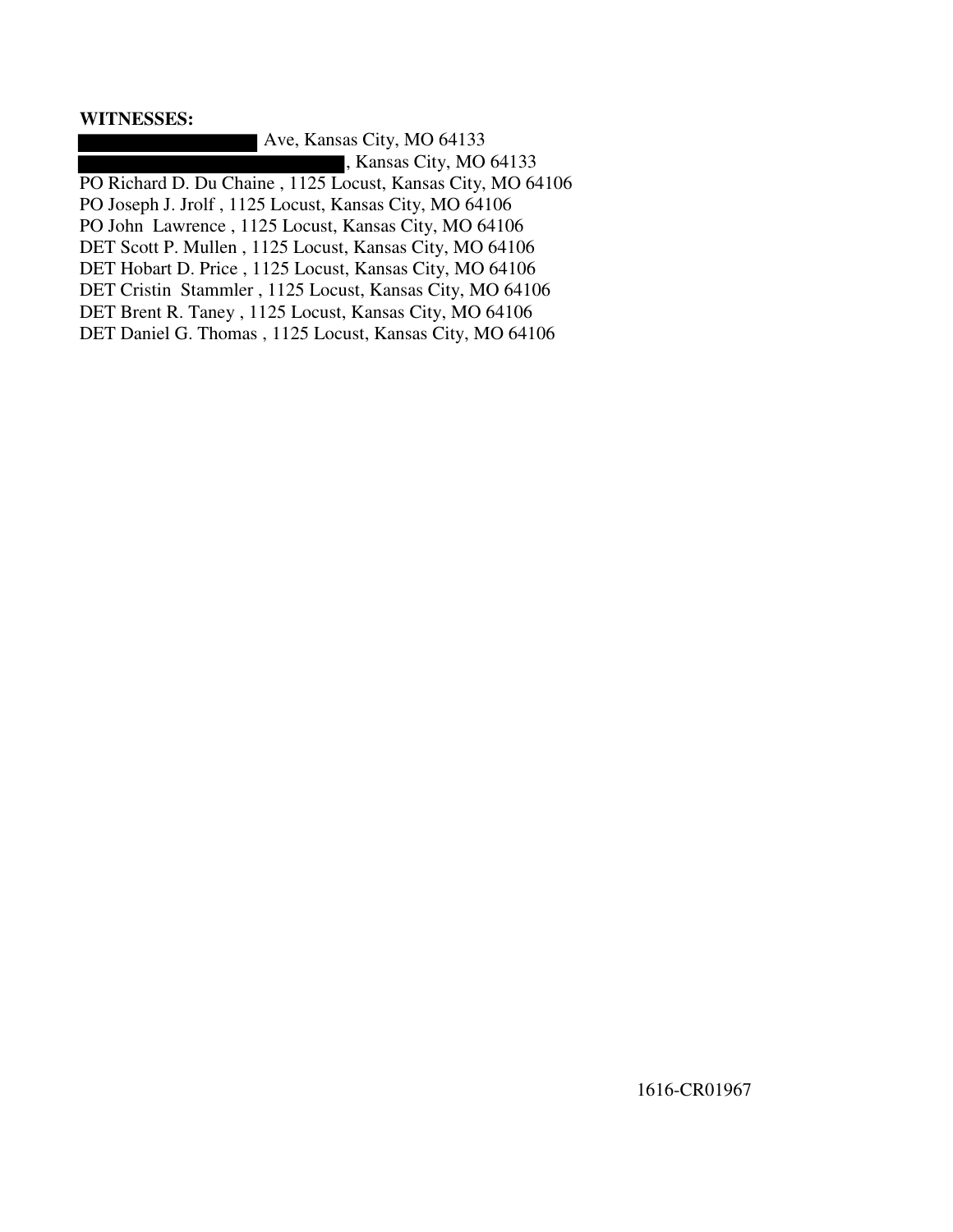**WITNESSES:**

[REDACTED] Ave, Kansas City, MO 64133
[REDACTED], Kansas City, MO 64133
PO Richard D. Du Chaine , 1125 Locust, Kansas City, MO 64106
PO Joseph J. Jrolf , 1125 Locust, Kansas City, MO 64106
PO John Lawrence , 1125 Locust, Kansas City, MO 64106
DET Scott P. Mullen , 1125 Locust, Kansas City, MO 64106
DET Hobart D. Price , 1125 Locust, Kansas City, MO 64106
DET Cristin Stammler , 1125 Locust, Kansas City, MO 64106
DET Brent R. Taney , 1125 Locust, Kansas City, MO 64106
DET Daniel G. Thomas , 1125 Locust, Kansas City, MO 64106

1616-CR01967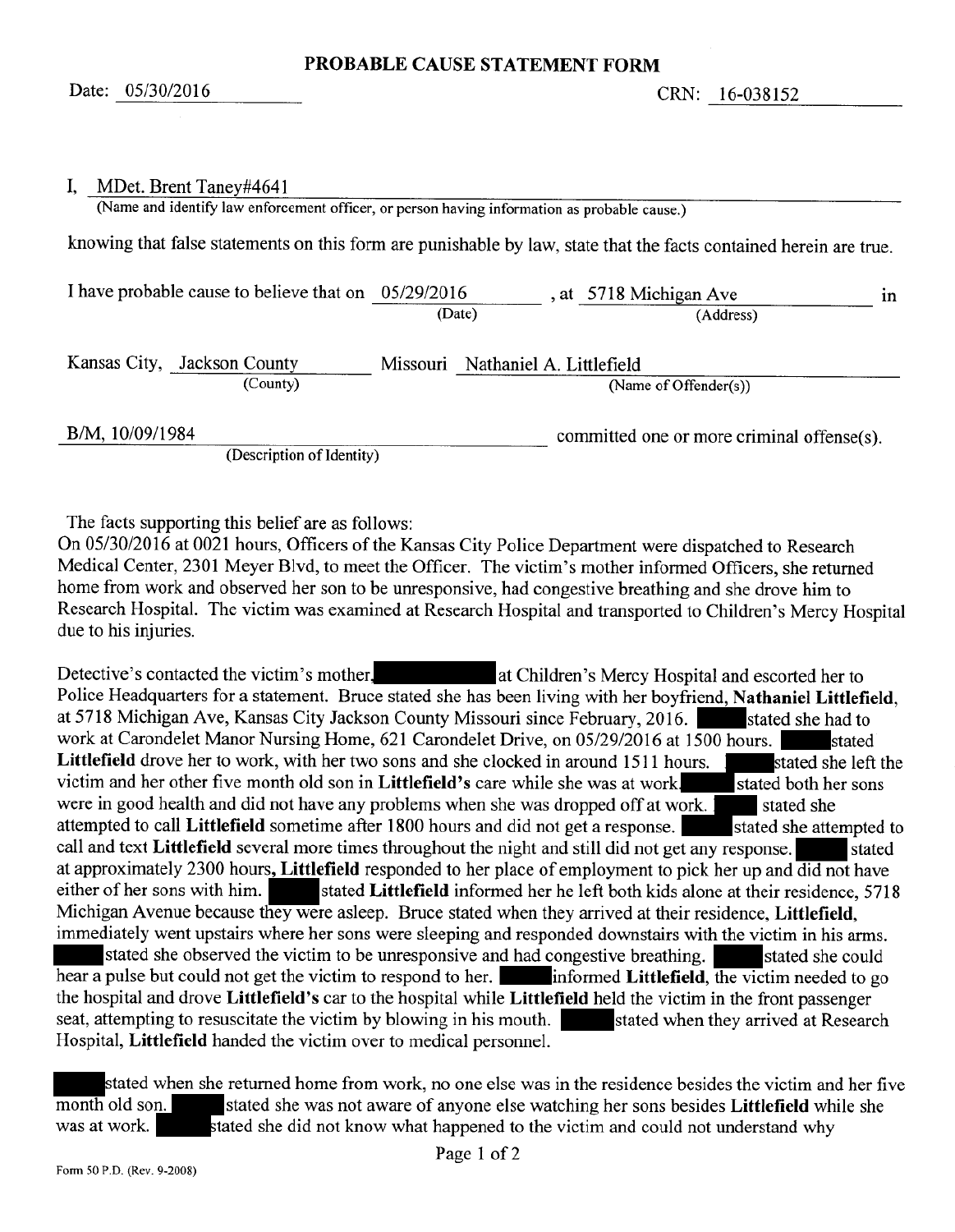# PROBABLE CAUSE STATEMENT FORM

Date: 05/30/2016 CRN: 16-038152

I, MDet. Brent Taney#4641
(Name and identify law enforcement officer, or person having information as probable cause.)

knowing that false statements on this form are punishable by law, state that the facts contained herein are true.

I have probable cause to believe that on 05/29/2016 (Date), at 5718 Michigan Ave (Address) in

Kansas City, Jackson County (County) Missouri Nathaniel A. Littlefield (Name of Offender(s))

B/M, 10/09/1984 (Description of Identity) committed one or more criminal offense(s).

The facts supporting this belief are as follows:
On 05/30/2016 at 0021 hours, Officers of the Kansas City Police Department were dispatched to Research Medical Center, 2301 Meyer Blvd, to meet the Officer. The victim's mother informed Officers, she returned home from work and observed her son to be unresponsive, had congestive breathing and she drove him to Research Hospital. The victim was examined at Research Hospital and transported to Children's Mercy Hospital due to his injuries.

Detective's contacted the victim's mother, ████████ at Children's Mercy Hospital and escorted her to Police Headquarters for a statement. Bruce stated she has been living with her boyfriend, **Nathaniel Littlefield**, at 5718 Michigan Ave, Kansas City Jackson County Missouri since February, 2016. ████ stated she had to work at Carondelet Manor Nursing Home, 621 Carondelet Drive, on 05/29/2016 at 1500 hours. ████ stated **Littlefield** drove her to work, with her two sons and she clocked in around 1511 hours. ████ stated she left the victim and her other five month old son in **Littlefield's** care while she was at work. ████ stated both her sons were in good health and did not have any problems when she was dropped off at work. ████ stated she attempted to call **Littlefield** sometime after 1800 hours and did not get a response. ████ stated she attempted to call and text **Littlefield** several more times throughout the night and still did not get any response. ████ stated at approximately 2300 hours, **Littlefield** responded to her place of employment to pick her up and did not have either of her sons with him. ████ stated **Littlefield** informed her he left both kids alone at their residence, 5718 Michigan Avenue because they were asleep. Bruce stated when they arrived at their residence, **Littlefield**, immediately went upstairs where her sons were sleeping and responded downstairs with the victim in his arms. ████ stated she observed the victim to be unresponsive and had congestive breathing. ████ stated she could hear a pulse but could not get the victim to respond to her. ████ informed **Littlefield**, the victim needed to go the hospital and drove **Littlefield's** car to the hospital while **Littlefield** held the victim in the front passenger seat, attempting to resuscitate the victim by blowing in his mouth. ████ stated when they arrived at Research Hospital, **Littlefield** handed the victim over to medical personnel.

████ stated when she returned home from work, no one else was in the residence besides the victim and her five month old son. ████ stated she was not aware of anyone else watching her sons besides **Littlefield** while she was at work. ████ stated she did not know what happened to the victim and could not understand why

Form 50 P.D. (Rev. 9-2008)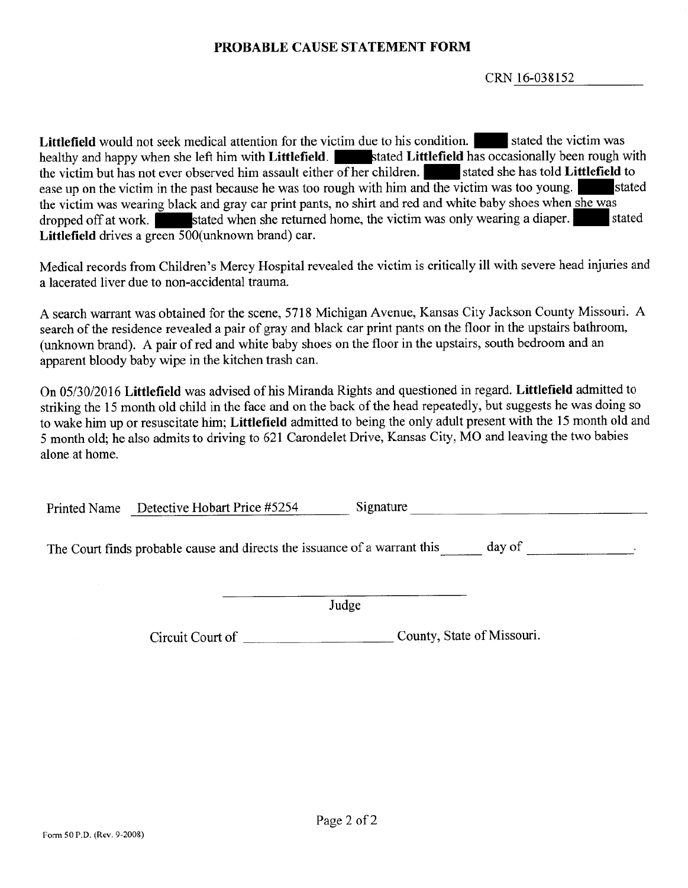## PROBABLE CAUSE STATEMENT FORM

CRN 16-038152

**Littlefield** would not seek medical attention for the victim due to his condition. ██████ stated the victim was healthy and happy when she left him with **Littlefield**. ██████ stated **Littlefield** has occasionally been rough with the victim but has not ever observed him assault either of her children. ██████ stated she has told **Littlefield** to ease up on the victim in the past because he was too rough with him and the victim was too young. ██████ stated the victim was wearing black and gray car print pants, no shirt and red and white baby shoes when she was dropped off at work. ██████ stated when she returned home, the victim was only wearing a diaper. ██████ stated **Littlefield** drives a green 500(unknown brand) car.

Medical records from Children's Mercy Hospital revealed the victim is critically ill with severe head injuries and a lacerated liver due to non-accidental trauma.

A search warrant was obtained for the scene, 5718 Michigan Avenue, Kansas City Jackson County Missouri. A search of the residence revealed a pair of gray and black car print pants on the floor in the upstairs bathroom, (unknown brand). A pair of red and white baby shoes on the floor in the upstairs, south bedroom and an apparent bloody baby wipe in the kitchen trash can.

On 05/30/2016 **Littlefield** was advised of his Miranda Rights and questioned in regard. **Littlefield** admitted to striking the 15 month old child in the face and on the back of the head repeatedly, but suggests he was doing so to wake him up or resuscitate him; **Littlefield** admitted to being the only adult present with the 15 month old and 5 month old; he also admits to driving to 621 Carondelet Drive, Kansas City, MO and leaving the two babies alone at home.

Printed Name Detective Hobart Price #5254 Signature ______________________

The Court finds probable cause and directs the issuance of a warrant this ______ day of ______________.

______________________

Judge

Circuit Court of ____________________ County, State of Missouri.

Form 50 P.D. (Rev. 9-2008)